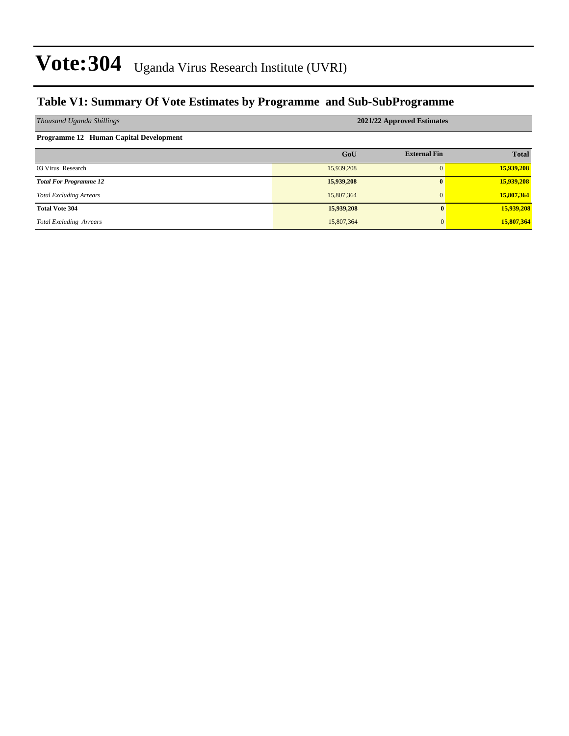# Vote:304 Uganda Virus Research Institute (UVRI)

## Table V1: Summary Of Vote Estimates by Programme and Sub-SubProgramme

| *Thousand Uganda Shillings* | 2021/22 Approved Estimates | | |
|---|---|---|---|
| **Programme 12 Human Capital Development** | | | |
| | **GoU** | **External Fin** | **Total** |
| 03 Virus Research | 15,939,208 | 0 | **15,939,208** |
| ***Total For Programme 12*** | **15,939,208** | **0** | **15,939,208** |
| *Total Excluding Arrears* | 15,807,364 | 0 | **15,807,364** |
| **Total Vote 304** | **15,939,208** | **0** | **15,939,208** |
| *Total Excluding Arrears* | 15,807,364 | 0 | **15,807,364** |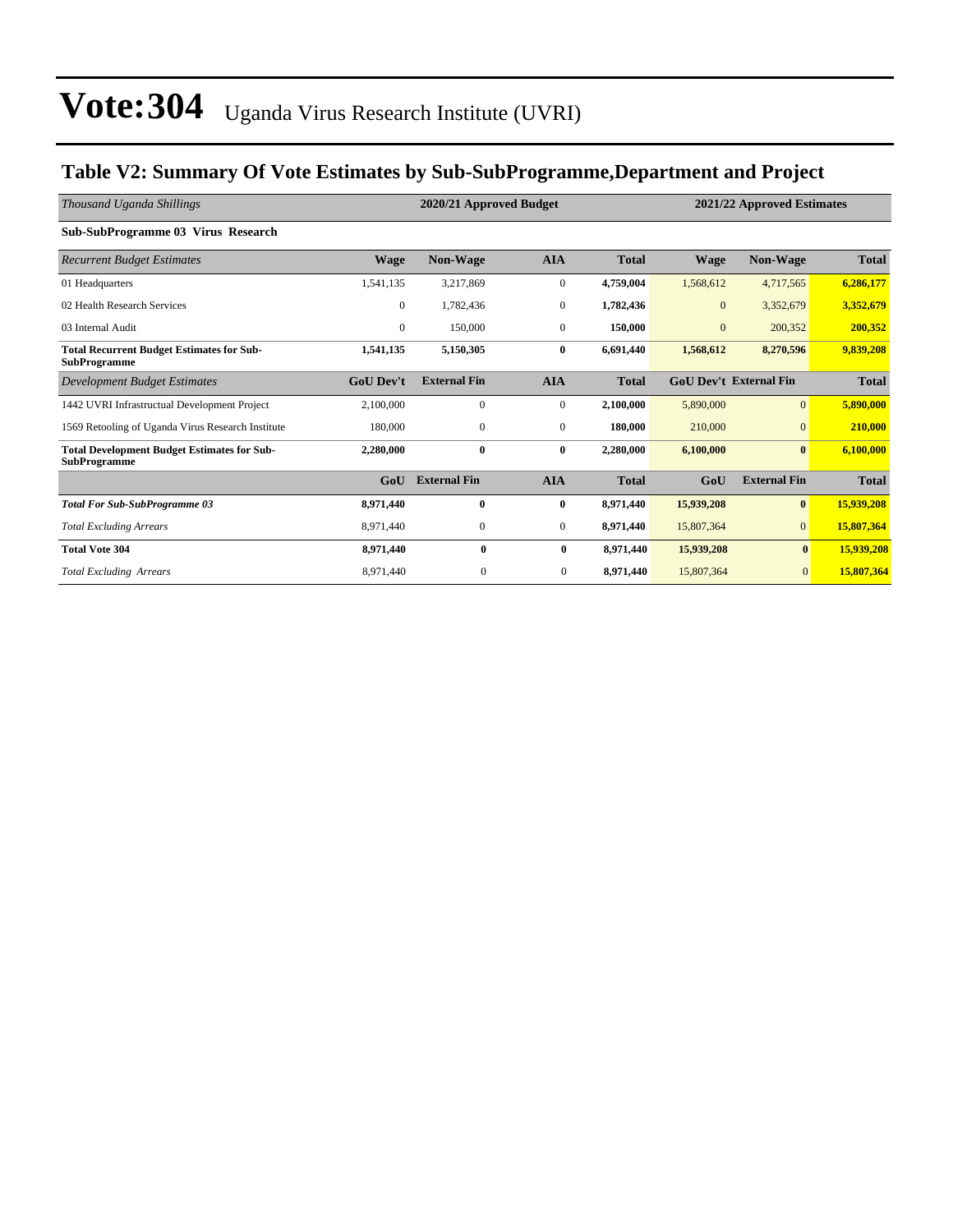# Vote:304 Uganda Virus Research Institute (UVRI)

## Table V2: Summary Of Vote Estimates by Sub-SubProgramme,Department and Project

| *Thousand Uganda Shillings* | 2020/21 Approved Budget | | | | 2021/22 Approved Estimates | | |
|---|---|---|---|---|---|---|---|
| **Sub-SubProgramme 03 Virus Research** | | | | | | | |
| *Recurrent Budget Estimates* | **Wage** | **Non-Wage** | **AIA** | **Total** | **Wage** | **Non-Wage** | **Total** |
| 01 Headquarters | 1,541,135 | 3,217,869 | 0 | **4,759,004** | 1,568,612 | 4,717,565 | **6,286,177** |
| 02 Health Research Services | 0 | 1,782,436 | 0 | **1,782,436** | 0 | 3,352,679 | **3,352,679** |
| 03 Internal Audit | 0 | 150,000 | 0 | **150,000** | 0 | 200,352 | **200,352** |
| **Total Recurrent Budget Estimates for Sub-SubProgramme** | **1,541,135** | **5,150,305** | **0** | **6,691,440** | **1,568,612** | **8,270,596** | **9,839,208** |
| *Development Budget Estimates* | **GoU Dev't** | **External Fin** | **AIA** | **Total** | **GoU Dev't** | **External Fin** | **Total** |
| 1442 UVRI Infrastructual Development Project | 2,100,000 | 0 | 0 | **2,100,000** | 5,890,000 | 0 | **5,890,000** |
| 1569 Retooling of Uganda Virus Research Institute | 180,000 | 0 | 0 | **180,000** | 210,000 | 0 | **210,000** |
| **Total Development Budget Estimates for Sub-SubProgramme** | **2,280,000** | **0** | **0** | **2,280,000** | **6,100,000** | **0** | **6,100,000** |
| | **GoU** | **External Fin** | **AIA** | **Total** | **GoU** | **External Fin** | **Total** |
| ***Total For Sub-SubProgramme 03*** | **8,971,440** | **0** | **0** | **8,971,440** | **15,939,208** | **0** | **15,939,208** |
| *Total Excluding Arrears* | 8,971,440 | 0 | 0 | **8,971,440** | 15,807,364 | 0 | **15,807,364** |
| **Total Vote 304** | **8,971,440** | **0** | **0** | **8,971,440** | **15,939,208** | **0** | **15,939,208** |
| *Total Excluding Arrears* | 8,971,440 | 0 | 0 | **8,971,440** | 15,807,364 | 0 | **15,807,364** |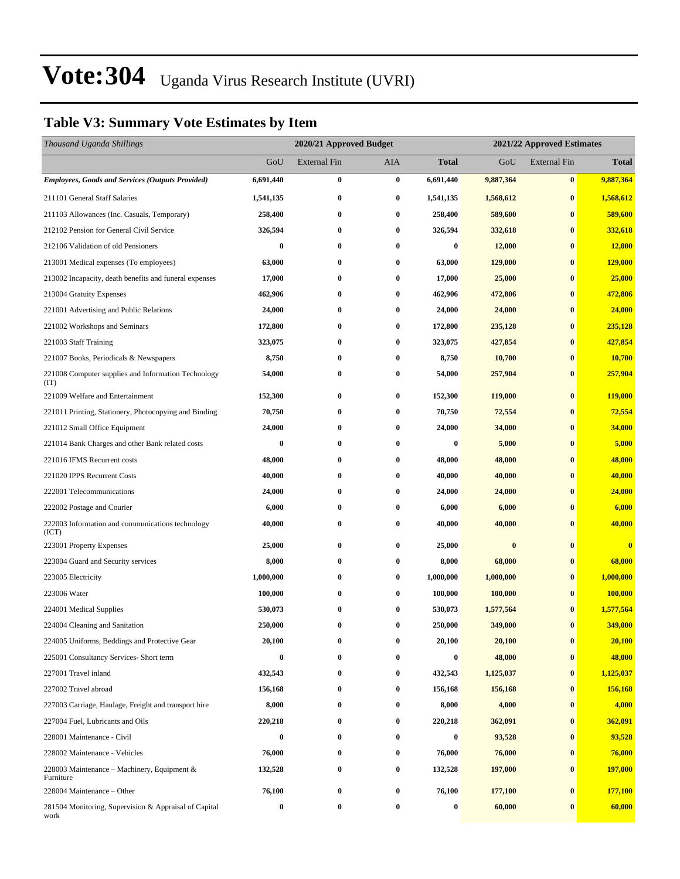# Vote:304 Uganda Virus Research Institute (UVRI)

## Table V3: Summary Vote Estimates by Item

| *Thousand Uganda Shillings* | 2020/21 Approved Budget | | | | 2021/22 Approved Estimates | | |
|---|---|---|---|---|---|---|---|
| | GoU | External Fin | AIA | **Total** | GoU | External Fin | **Total** |
| ***Employees, Goods and Services (Outputs Provided)*** | **6,691,440** | **0** | **0** | **6,691,440** | **9,887,364** | **0** | **9,887,364** |
| 211101 General Staff Salaries | **1,541,135** | **0** | **0** | **1,541,135** | **1,568,612** | **0** | **1,568,612** |
| 211103 Allowances (Inc. Casuals, Temporary) | **258,400** | **0** | **0** | **258,400** | **589,600** | **0** | **589,600** |
| 212102 Pension for General Civil Service | **326,594** | **0** | **0** | **326,594** | **332,618** | **0** | **332,618** |
| 212106 Validation of old Pensioners | **0** | **0** | **0** | **0** | **12,000** | **0** | **12,000** |
| 213001 Medical expenses (To employees) | **63,000** | **0** | **0** | **63,000** | **129,000** | **0** | **129,000** |
| 213002 Incapacity, death benefits and funeral expenses | **17,000** | **0** | **0** | **17,000** | **25,000** | **0** | **25,000** |
| 213004 Gratuity Expenses | **462,906** | **0** | **0** | **462,906** | **472,806** | **0** | **472,806** |
| 221001 Advertising and Public Relations | **24,000** | **0** | **0** | **24,000** | **24,000** | **0** | **24,000** |
| 221002 Workshops and Seminars | **172,800** | **0** | **0** | **172,800** | **235,128** | **0** | **235,128** |
| 221003 Staff Training | **323,075** | **0** | **0** | **323,075** | **427,854** | **0** | **427,854** |
| 221007 Books, Periodicals & Newspapers | **8,750** | **0** | **0** | **8,750** | **10,700** | **0** | **10,700** |
| 221008 Computer supplies and Information Technology (IT) | **54,000** | **0** | **0** | **54,000** | **257,904** | **0** | **257,904** |
| 221009 Welfare and Entertainment | **152,300** | **0** | **0** | **152,300** | **119,000** | **0** | **119,000** |
| 221011 Printing, Stationery, Photocopying and Binding | **70,750** | **0** | **0** | **70,750** | **72,554** | **0** | **72,554** |
| 221012 Small Office Equipment | **24,000** | **0** | **0** | **24,000** | **34,000** | **0** | **34,000** |
| 221014 Bank Charges and other Bank related costs | **0** | **0** | **0** | **0** | **5,000** | **0** | **5,000** |
| 221016 IFMS Recurrent costs | **48,000** | **0** | **0** | **48,000** | **48,000** | **0** | **48,000** |
| 221020 IPPS Recurrent Costs | **40,000** | **0** | **0** | **40,000** | **40,000** | **0** | **40,000** |
| 222001 Telecommunications | **24,000** | **0** | **0** | **24,000** | **24,000** | **0** | **24,000** |
| 222002 Postage and Courier | **6,000** | **0** | **0** | **6,000** | **6,000** | **0** | **6,000** |
| 222003 Information and communications technology (ICT) | **40,000** | **0** | **0** | **40,000** | **40,000** | **0** | **40,000** |
| 223001 Property Expenses | **25,000** | **0** | **0** | **25,000** | **0** | **0** | **0** |
| 223004 Guard and Security services | **8,000** | **0** | **0** | **8,000** | **68,000** | **0** | **68,000** |
| 223005 Electricity | **1,000,000** | **0** | **0** | **1,000,000** | **1,000,000** | **0** | **1,000,000** |
| 223006 Water | **100,000** | **0** | **0** | **100,000** | **100,000** | **0** | **100,000** |
| 224001 Medical Supplies | **530,073** | **0** | **0** | **530,073** | **1,577,564** | **0** | **1,577,564** |
| 224004 Cleaning and Sanitation | **250,000** | **0** | **0** | **250,000** | **349,000** | **0** | **349,000** |
| 224005 Uniforms, Beddings and Protective Gear | **20,100** | **0** | **0** | **20,100** | **20,100** | **0** | **20,100** |
| 225001 Consultancy Services- Short term | **0** | **0** | **0** | **0** | **48,000** | **0** | **48,000** |
| 227001 Travel inland | **432,543** | **0** | **0** | **432,543** | **1,125,037** | **0** | **1,125,037** |
| 227002 Travel abroad | **156,168** | **0** | **0** | **156,168** | **156,168** | **0** | **156,168** |
| 227003 Carriage, Haulage, Freight and transport hire | **8,000** | **0** | **0** | **8,000** | **4,000** | **0** | **4,000** |
| 227004 Fuel, Lubricants and Oils | **220,218** | **0** | **0** | **220,218** | **362,091** | **0** | **362,091** |
| 228001 Maintenance - Civil | **0** | **0** | **0** | **0** | **93,528** | **0** | **93,528** |
| 228002 Maintenance - Vehicles | **76,000** | **0** | **0** | **76,000** | **76,000** | **0** | **76,000** |
| 228003 Maintenance – Machinery, Equipment & Furniture | **132,528** | **0** | **0** | **132,528** | **197,000** | **0** | **197,000** |
| 228004 Maintenance – Other | **76,100** | **0** | **0** | **76,100** | **177,100** | **0** | **177,100** |
| 281504 Monitoring, Supervision & Appraisal of Capital work | **0** | **0** | **0** | **0** | **60,000** | **0** | **60,000** |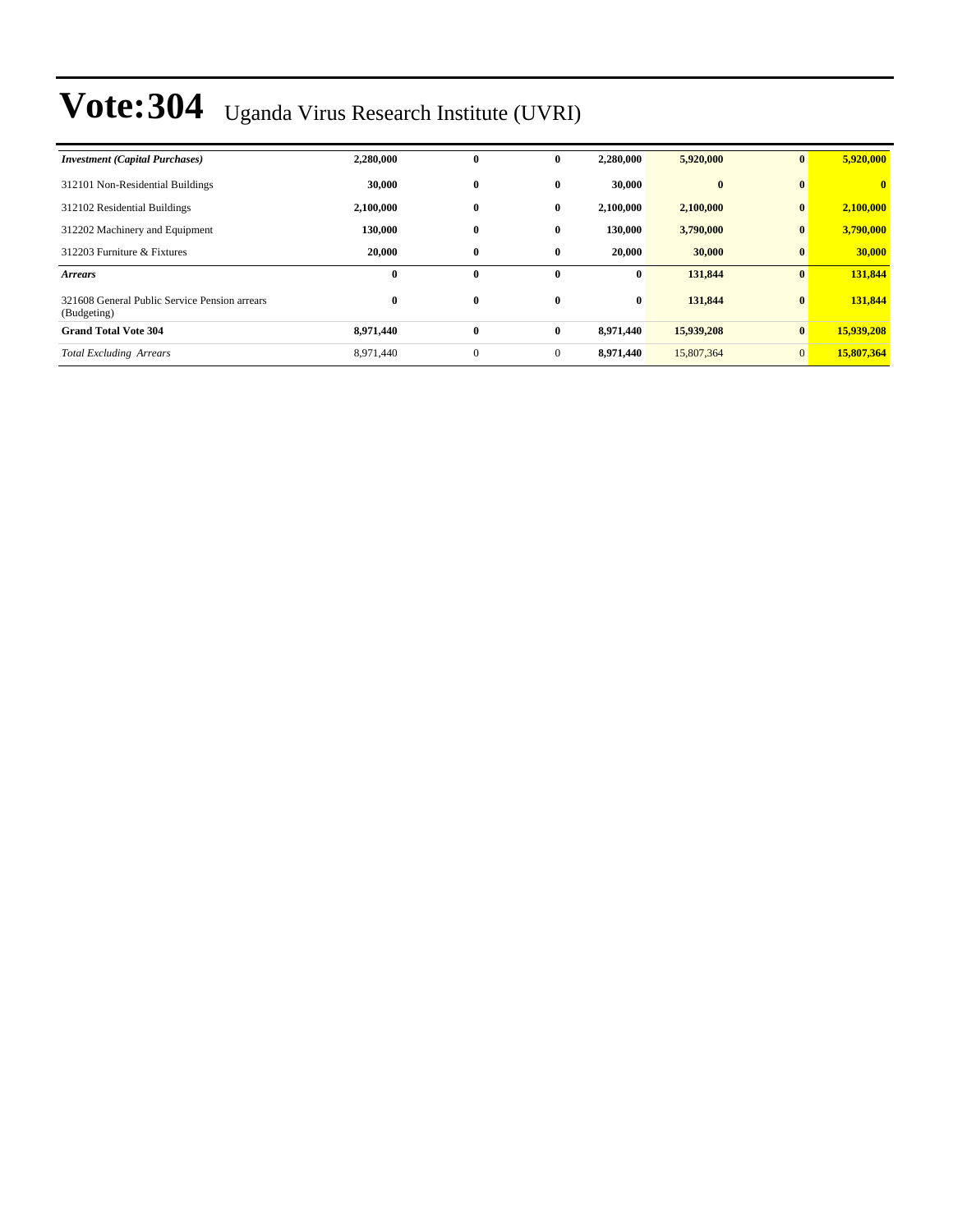# Vote:304 Uganda Virus Research Institute (UVRI)

| | | | | | | | |
|---|---|---|---|---|---|---|---|
| ***Investment (Capital Purchases)*** | **2,280,000** | **0** | **0** | **2,280,000** | **5,920,000** | **0** | **5,920,000** |
| 312101 Non-Residential Buildings | **30,000** | **0** | **0** | **30,000** | **0** | **0** | **0** |
| 312102 Residential Buildings | **2,100,000** | **0** | **0** | **2,100,000** | **2,100,000** | **0** | **2,100,000** |
| 312202 Machinery and Equipment | **130,000** | **0** | **0** | **130,000** | **3,790,000** | **0** | **3,790,000** |
| 312203 Furniture & Fixtures | **20,000** | **0** | **0** | **20,000** | **30,000** | **0** | **30,000** |
| ***Arrears*** | **0** | **0** | **0** | **0** | **131,844** | **0** | **131,844** |
| 321608 General Public Service Pension arrears (Budgeting) | **0** | **0** | **0** | **0** | **131,844** | **0** | **131,844** |
| **Grand Total Vote 304** | **8,971,440** | **0** | **0** | **8,971,440** | **15,939,208** | **0** | **15,939,208** |
| *Total Excluding Arrears* | 8,971,440 | 0 | 0 | **8,971,440** | 15,807,364 | 0 | **15,807,364** |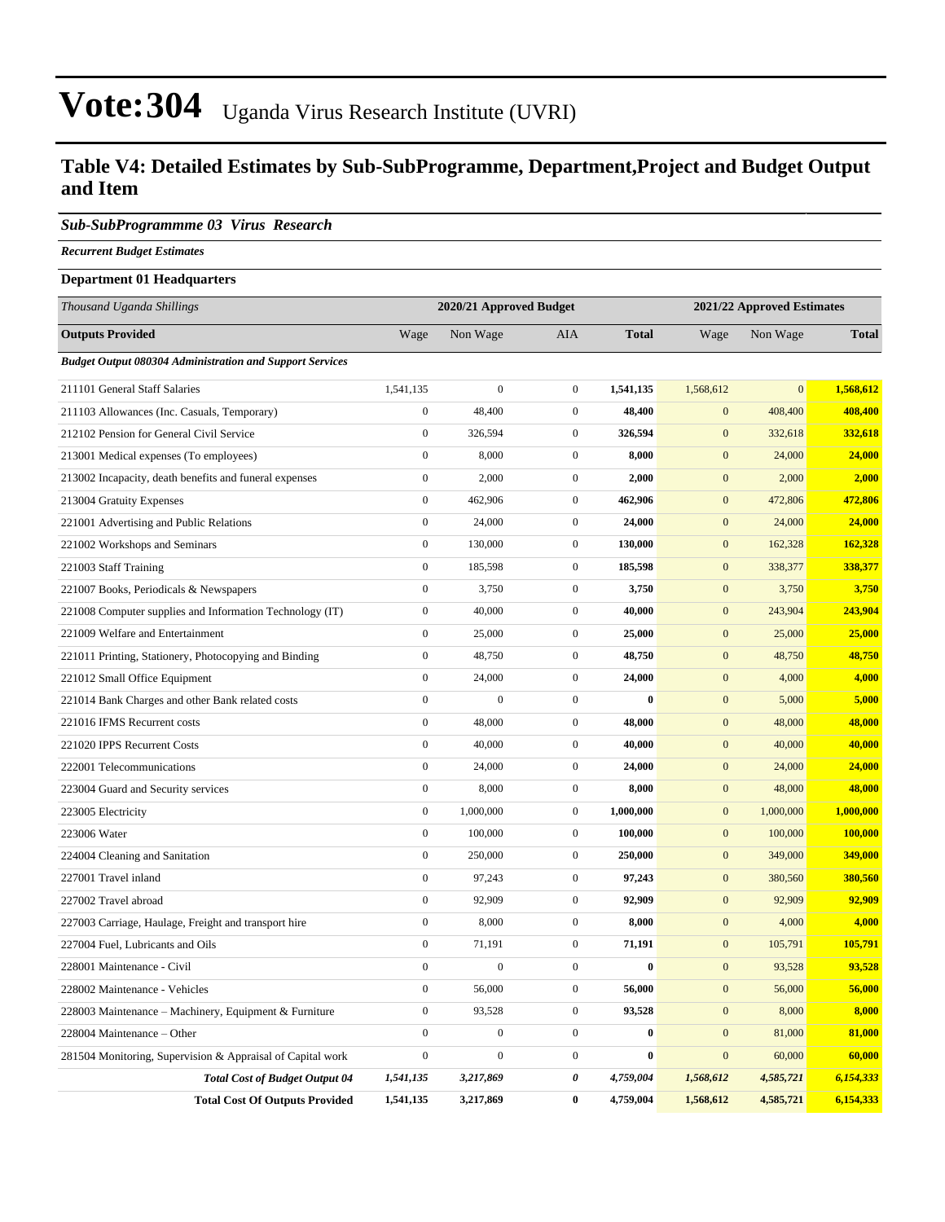# Vote:304 Uganda Virus Research Institute (UVRI)

## Table V4: Detailed Estimates by Sub-SubProgramme, Department,Project and Budget Output and Item

### *Sub-SubProgrammme 03 Virus Research*

***Recurrent Budget Estimates***

**Department 01 Headquarters**

| *Thousand Uganda Shillings* | 2020/21 Approved Budget | | | | 2021/22 Approved Estimates | | |
|---|---|---|---|---|---|---|---|
| **Outputs Provided** | Wage | Non Wage | AIA | **Total** | Wage | Non Wage | **Total** |
| ***Budget Output 080304 Administration and Support Services*** | | | | | | | |
| 211101 General Staff Salaries | 1,541,135 | 0 | 0 | **1,541,135** | 1,568,612 | 0 | **1,568,612** |
| 211103 Allowances (Inc. Casuals, Temporary) | 0 | 48,400 | 0 | **48,400** | 0 | 408,400 | **408,400** |
| 212102 Pension for General Civil Service | 0 | 326,594 | 0 | **326,594** | 0 | 332,618 | **332,618** |
| 213001 Medical expenses (To employees) | 0 | 8,000 | 0 | **8,000** | 0 | 24,000 | **24,000** |
| 213002 Incapacity, death benefits and funeral expenses | 0 | 2,000 | 0 | **2,000** | 0 | 2,000 | **2,000** |
| 213004 Gratuity Expenses | 0 | 462,906 | 0 | **462,906** | 0 | 472,806 | **472,806** |
| 221001 Advertising and Public Relations | 0 | 24,000 | 0 | **24,000** | 0 | 24,000 | **24,000** |
| 221002 Workshops and Seminars | 0 | 130,000 | 0 | **130,000** | 0 | 162,328 | **162,328** |
| 221003 Staff Training | 0 | 185,598 | 0 | **185,598** | 0 | 338,377 | **338,377** |
| 221007 Books, Periodicals & Newspapers | 0 | 3,750 | 0 | **3,750** | 0 | 3,750 | **3,750** |
| 221008 Computer supplies and Information Technology (IT) | 0 | 40,000 | 0 | **40,000** | 0 | 243,904 | **243,904** |
| 221009 Welfare and Entertainment | 0 | 25,000 | 0 | **25,000** | 0 | 25,000 | **25,000** |
| 221011 Printing, Stationery, Photocopying and Binding | 0 | 48,750 | 0 | **48,750** | 0 | 48,750 | **48,750** |
| 221012 Small Office Equipment | 0 | 24,000 | 0 | **24,000** | 0 | 4,000 | **4,000** |
| 221014 Bank Charges and other Bank related costs | 0 | 0 | 0 | **0** | 0 | 5,000 | **5,000** |
| 221016 IFMS Recurrent costs | 0 | 48,000 | 0 | **48,000** | 0 | 48,000 | **48,000** |
| 221020 IPPS Recurrent Costs | 0 | 40,000 | 0 | **40,000** | 0 | 40,000 | **40,000** |
| 222001 Telecommunications | 0 | 24,000 | 0 | **24,000** | 0 | 24,000 | **24,000** |
| 223004 Guard and Security services | 0 | 8,000 | 0 | **8,000** | 0 | 48,000 | **48,000** |
| 223005 Electricity | 0 | 1,000,000 | 0 | **1,000,000** | 0 | 1,000,000 | **1,000,000** |
| 223006 Water | 0 | 100,000 | 0 | **100,000** | 0 | 100,000 | **100,000** |
| 224004 Cleaning and Sanitation | 0 | 250,000 | 0 | **250,000** | 0 | 349,000 | **349,000** |
| 227001 Travel inland | 0 | 97,243 | 0 | **97,243** | 0 | 380,560 | **380,560** |
| 227002 Travel abroad | 0 | 92,909 | 0 | **92,909** | 0 | 92,909 | **92,909** |
| 227003 Carriage, Haulage, Freight and transport hire | 0 | 8,000 | 0 | **8,000** | 0 | 4,000 | **4,000** |
| 227004 Fuel, Lubricants and Oils | 0 | 71,191 | 0 | **71,191** | 0 | 105,791 | **105,791** |
| 228001 Maintenance - Civil | 0 | 0 | 0 | **0** | 0 | 93,528 | **93,528** |
| 228002 Maintenance - Vehicles | 0 | 56,000 | 0 | **56,000** | 0 | 56,000 | **56,000** |
| 228003 Maintenance – Machinery, Equipment & Furniture | 0 | 93,528 | 0 | **93,528** | 0 | 8,000 | **8,000** |
| 228004 Maintenance – Other | 0 | 0 | 0 | **0** | 0 | 81,000 | **81,000** |
| 281504 Monitoring, Supervision & Appraisal of Capital work | 0 | 0 | 0 | **0** | 0 | 60,000 | **60,000** |
| ***Total Cost of Budget Output 04*** | ***1,541,135*** | ***3,217,869*** | ***0*** | ***4,759,004*** | ***1,568,612*** | ***4,585,721*** | ***6,154,333*** |
| **Total Cost Of Outputs Provided** | **1,541,135** | **3,217,869** | **0** | **4,759,004** | **1,568,612** | **4,585,721** | **6,154,333** |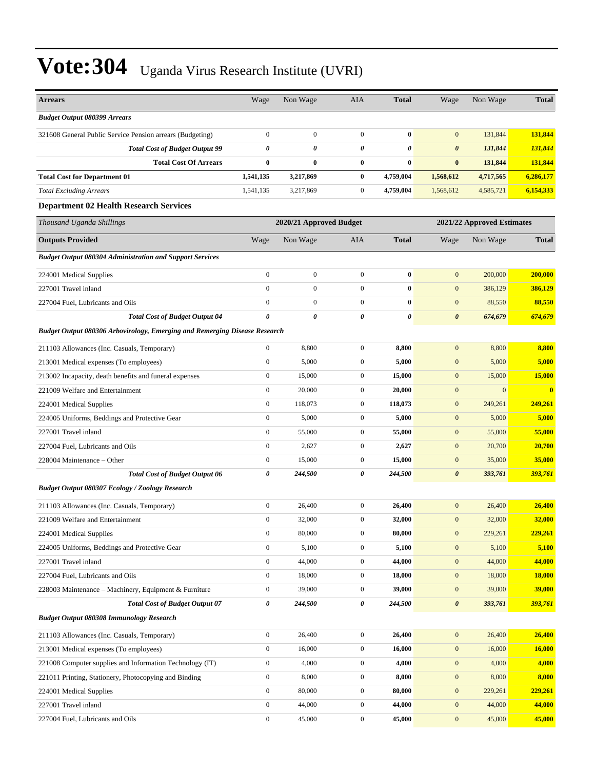# Vote:304 Uganda Virus Research Institute (UVRI)

| Arrears | Wage | Non Wage | AIA | Total | Wage | Non Wage | Total |
|---|---|---|---|---|---|---|---|
| ***Budget Output 080399 Arrears*** | | | | | | | |
| 321608 General Public Service Pension arrears (Budgeting) | 0 | 0 | 0 | **0** | 0 | 131,844 | **131,844** |
| ***Total Cost of Budget Output 99*** | ***0*** | ***0*** | ***0*** | ***0*** | ***0*** | ***131,844*** | ***131,844*** |
| **Total Cost Of Arrears** | **0** | **0** | **0** | **0** | **0** | **131,844** | **131,844** |
| **Total Cost for Department 01** | **1,541,135** | **3,217,869** | **0** | **4,759,004** | **1,568,612** | **4,717,565** | **6,286,177** |
| *Total Excluding Arrears* | 1,541,135 | 3,217,869 | 0 | **4,759,004** | 1,568,612 | 4,585,721 | **6,154,333** |

### Department 02 Health Research Services

| *Thousand Uganda Shillings* | 2020/21 Approved Budget | | | | 2021/22 Approved Estimates | | |
|---|---|---|---|---|---|---|---|
| **Outputs Provided** | Wage | Non Wage | AIA | **Total** | Wage | Non Wage | **Total** |
| ***Budget Output 080304 Administration and Support Services*** | | | | | | | |
| 224001 Medical Supplies | 0 | 0 | 0 | **0** | 0 | 200,000 | **200,000** |
| 227001 Travel inland | 0 | 0 | 0 | **0** | 0 | 386,129 | **386,129** |
| 227004 Fuel, Lubricants and Oils | 0 | 0 | 0 | **0** | 0 | 88,550 | **88,550** |
| ***Total Cost of Budget Output 04*** | ***0*** | ***0*** | ***0*** | ***0*** | ***0*** | ***674,679*** | ***674,679*** |
| ***Budget Output 080306 Arbovirology, Emerging and Remerging Disease Research*** | | | | | | | |
| 211103 Allowances (Inc. Casuals, Temporary) | 0 | 8,800 | 0 | **8,800** | 0 | 8,800 | **8,800** |
| 213001 Medical expenses (To employees) | 0 | 5,000 | 0 | **5,000** | 0 | 5,000 | **5,000** |
| 213002 Incapacity, death benefits and funeral expenses | 0 | 15,000 | 0 | **15,000** | 0 | 15,000 | **15,000** |
| 221009 Welfare and Entertainment | 0 | 20,000 | 0 | **20,000** | 0 | 0 | **0** |
| 224001 Medical Supplies | 0 | 118,073 | 0 | **118,073** | 0 | 249,261 | **249,261** |
| 224005 Uniforms, Beddings and Protective Gear | 0 | 5,000 | 0 | **5,000** | 0 | 5,000 | **5,000** |
| 227001 Travel inland | 0 | 55,000 | 0 | **55,000** | 0 | 55,000 | **55,000** |
| 227004 Fuel, Lubricants and Oils | 0 | 2,627 | 0 | **2,627** | 0 | 20,700 | **20,700** |
| 228004 Maintenance – Other | 0 | 15,000 | 0 | **15,000** | 0 | 35,000 | **35,000** |
| ***Total Cost of Budget Output 06*** | ***0*** | ***244,500*** | ***0*** | ***244,500*** | ***0*** | ***393,761*** | ***393,761*** |
| ***Budget Output 080307 Ecology / Zoology Research*** | | | | | | | |
| 211103 Allowances (Inc. Casuals, Temporary) | 0 | 26,400 | 0 | **26,400** | 0 | 26,400 | **26,400** |
| 221009 Welfare and Entertainment | 0 | 32,000 | 0 | **32,000** | 0 | 32,000 | **32,000** |
| 224001 Medical Supplies | 0 | 80,000 | 0 | **80,000** | 0 | 229,261 | **229,261** |
| 224005 Uniforms, Beddings and Protective Gear | 0 | 5,100 | 0 | **5,100** | 0 | 5,100 | **5,100** |
| 227001 Travel inland | 0 | 44,000 | 0 | **44,000** | 0 | 44,000 | **44,000** |
| 227004 Fuel, Lubricants and Oils | 0 | 18,000 | 0 | **18,000** | 0 | 18,000 | **18,000** |
| 228003 Maintenance – Machinery, Equipment & Furniture | 0 | 39,000 | 0 | **39,000** | 0 | 39,000 | **39,000** |
| ***Total Cost of Budget Output 07*** | ***0*** | ***244,500*** | ***0*** | ***244,500*** | ***0*** | ***393,761*** | ***393,761*** |
| ***Budget Output 080308 Immunology Research*** | | | | | | | |
| 211103 Allowances (Inc. Casuals, Temporary) | 0 | 26,400 | 0 | **26,400** | 0 | 26,400 | **26,400** |
| 213001 Medical expenses (To employees) | 0 | 16,000 | 0 | **16,000** | 0 | 16,000 | **16,000** |
| 221008 Computer supplies and Information Technology (IT) | 0 | 4,000 | 0 | **4,000** | 0 | 4,000 | **4,000** |
| 221011 Printing, Stationery, Photocopying and Binding | 0 | 8,000 | 0 | **8,000** | 0 | 8,000 | **8,000** |
| 224001 Medical Supplies | 0 | 80,000 | 0 | **80,000** | 0 | 229,261 | **229,261** |
| 227001 Travel inland | 0 | 44,000 | 0 | **44,000** | 0 | 44,000 | **44,000** |
| 227004 Fuel, Lubricants and Oils | 0 | 45,000 | 0 | **45,000** | 0 | 45,000 | **45,000** |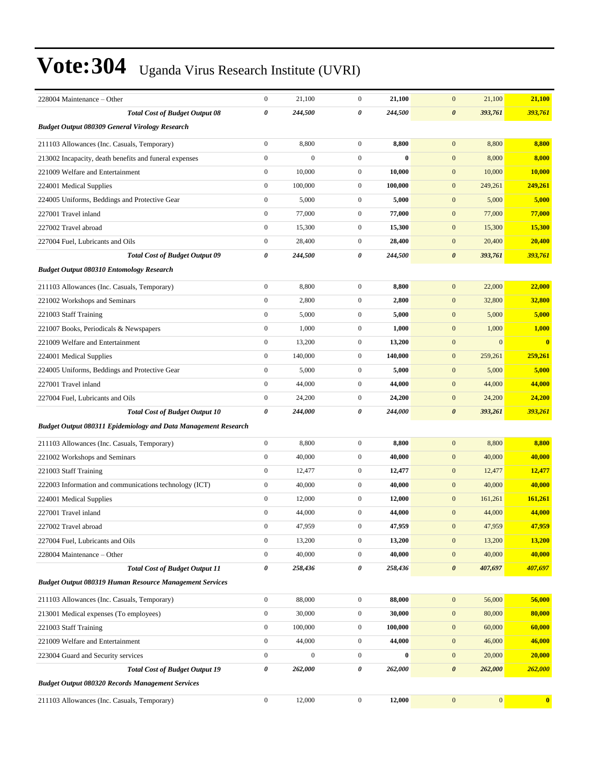# Vote:304 Uganda Virus Research Institute (UVRI)

| | | | | | | | |
|---|---|---|---|---|---|---|---|
| 228004 Maintenance – Other | 0 | 21,100 | 0 | **21,100** | 0 | 21,100 | **21,100** |
| ***Total Cost of Budget Output 08*** | ***0*** | ***244,500*** | ***0*** | ***244,500*** | ***0*** | ***393,761*** | ***393,761*** |
| ***Budget Output 080309 General Virology Research*** | | | | | | | |
| 211103 Allowances (Inc. Casuals, Temporary) | 0 | 8,800 | 0 | **8,800** | 0 | 8,800 | **8,800** |
| 213002 Incapacity, death benefits and funeral expenses | 0 | 0 | 0 | **0** | 0 | 8,000 | **8,000** |
| 221009 Welfare and Entertainment | 0 | 10,000 | 0 | **10,000** | 0 | 10,000 | **10,000** |
| 224001 Medical Supplies | 0 | 100,000 | 0 | **100,000** | 0 | 249,261 | **249,261** |
| 224005 Uniforms, Beddings and Protective Gear | 0 | 5,000 | 0 | **5,000** | 0 | 5,000 | **5,000** |
| 227001 Travel inland | 0 | 77,000 | 0 | **77,000** | 0 | 77,000 | **77,000** |
| 227002 Travel abroad | 0 | 15,300 | 0 | **15,300** | 0 | 15,300 | **15,300** |
| 227004 Fuel, Lubricants and Oils | 0 | 28,400 | 0 | **28,400** | 0 | 20,400 | **20,400** |
| ***Total Cost of Budget Output 09*** | ***0*** | ***244,500*** | ***0*** | ***244,500*** | ***0*** | ***393,761*** | ***393,761*** |
| ***Budget Output 080310 Entomology Research*** | | | | | | | |
| 211103 Allowances (Inc. Casuals, Temporary) | 0 | 8,800 | 0 | **8,800** | 0 | 22,000 | **22,000** |
| 221002 Workshops and Seminars | 0 | 2,800 | 0 | **2,800** | 0 | 32,800 | **32,800** |
| 221003 Staff Training | 0 | 5,000 | 0 | **5,000** | 0 | 5,000 | **5,000** |
| 221007 Books, Periodicals & Newspapers | 0 | 1,000 | 0 | **1,000** | 0 | 1,000 | **1,000** |
| 221009 Welfare and Entertainment | 0 | 13,200 | 0 | **13,200** | 0 | 0 | **0** |
| 224001 Medical Supplies | 0 | 140,000 | 0 | **140,000** | 0 | 259,261 | **259,261** |
| 224005 Uniforms, Beddings and Protective Gear | 0 | 5,000 | 0 | **5,000** | 0 | 5,000 | **5,000** |
| 227001 Travel inland | 0 | 44,000 | 0 | **44,000** | 0 | 44,000 | **44,000** |
| 227004 Fuel, Lubricants and Oils | 0 | 24,200 | 0 | **24,200** | 0 | 24,200 | **24,200** |
| ***Total Cost of Budget Output 10*** | ***0*** | ***244,000*** | ***0*** | ***244,000*** | ***0*** | ***393,261*** | ***393,261*** |
| ***Budget Output 080311 Epidemiology and Data Management Research*** | | | | | | | |
| 211103 Allowances (Inc. Casuals, Temporary) | 0 | 8,800 | 0 | **8,800** | 0 | 8,800 | **8,800** |
| 221002 Workshops and Seminars | 0 | 40,000 | 0 | **40,000** | 0 | 40,000 | **40,000** |
| 221003 Staff Training | 0 | 12,477 | 0 | **12,477** | 0 | 12,477 | **12,477** |
| 222003 Information and communications technology (ICT) | 0 | 40,000 | 0 | **40,000** | 0 | 40,000 | **40,000** |
| 224001 Medical Supplies | 0 | 12,000 | 0 | **12,000** | 0 | 161,261 | **161,261** |
| 227001 Travel inland | 0 | 44,000 | 0 | **44,000** | 0 | 44,000 | **44,000** |
| 227002 Travel abroad | 0 | 47,959 | 0 | **47,959** | 0 | 47,959 | **47,959** |
| 227004 Fuel, Lubricants and Oils | 0 | 13,200 | 0 | **13,200** | 0 | 13,200 | **13,200** |
| 228004 Maintenance – Other | 0 | 40,000 | 0 | **40,000** | 0 | 40,000 | **40,000** |
| ***Total Cost of Budget Output 11*** | ***0*** | ***258,436*** | ***0*** | ***258,436*** | ***0*** | ***407,697*** | ***407,697*** |
| ***Budget Output 080319 Human Resource Management Services*** | | | | | | | |
| 211103 Allowances (Inc. Casuals, Temporary) | 0 | 88,000 | 0 | **88,000** | 0 | 56,000 | **56,000** |
| 213001 Medical expenses (To employees) | 0 | 30,000 | 0 | **30,000** | 0 | 80,000 | **80,000** |
| 221003 Staff Training | 0 | 100,000 | 0 | **100,000** | 0 | 60,000 | **60,000** |
| 221009 Welfare and Entertainment | 0 | 44,000 | 0 | **44,000** | 0 | 46,000 | **46,000** |
| 223004 Guard and Security services | 0 | 0 | 0 | **0** | 0 | 20,000 | **20,000** |
| ***Total Cost of Budget Output 19*** | ***0*** | ***262,000*** | ***0*** | ***262,000*** | ***0*** | ***262,000*** | ***262,000*** |
| ***Budget Output 080320 Records Management Services*** | | | | | | | |
| 211103 Allowances (Inc. Casuals, Temporary) | 0 | 12,000 | 0 | **12,000** | 0 | 0 | **0** |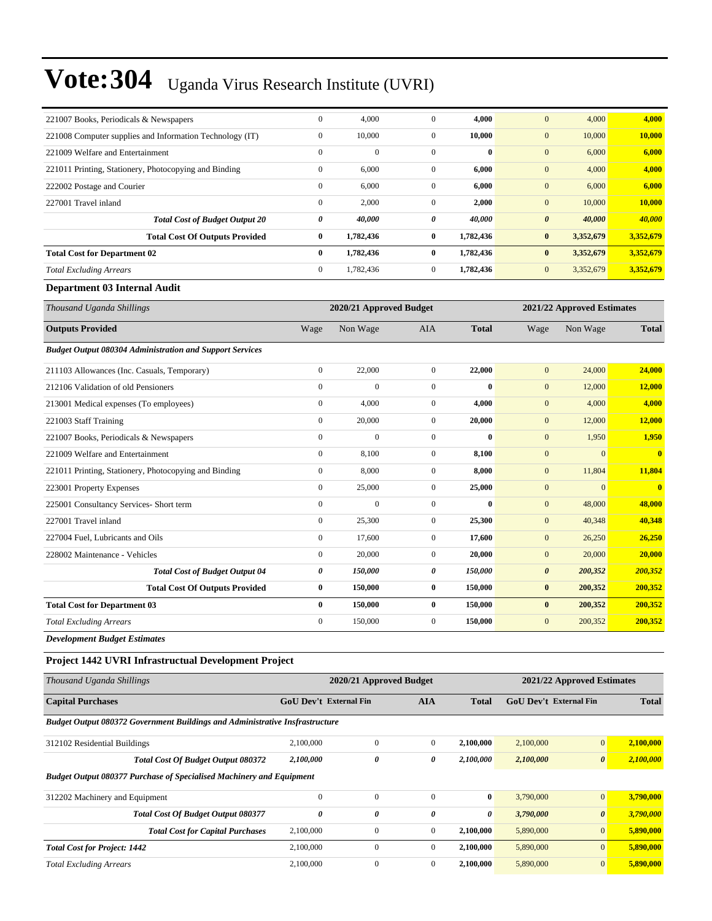| | | | | | | | |
|---|---|---|---|---|---|---|---|
| 221007 Books, Periodicals & Newspapers | 0 | 4,000 | 0 | **4,000** | 0 | 4,000 | **4,000** |
| 221008 Computer supplies and Information Technology (IT) | 0 | 10,000 | 0 | **10,000** | 0 | 10,000 | **10,000** |
| 221009 Welfare and Entertainment | 0 | 0 | 0 | **0** | 0 | 6,000 | **6,000** |
| 221011 Printing, Stationery, Photocopying and Binding | 0 | 6,000 | 0 | **6,000** | 0 | 4,000 | **4,000** |
| 222002 Postage and Courier | 0 | 6,000 | 0 | **6,000** | 0 | 6,000 | **6,000** |
| 227001 Travel inland | 0 | 2,000 | 0 | **2,000** | 0 | 10,000 | **10,000** |
| ***Total Cost of Budget Output 20*** | ***0*** | ***40,000*** | ***0*** | ***40,000*** | ***0*** | ***40,000*** | ***40,000*** |
| **Total Cost Of Outputs Provided** | **0** | **1,782,436** | **0** | **1,782,436** | **0** | **3,352,679** | **3,352,679** |
| **Total Cost for Department 02** | **0** | **1,782,436** | **0** | **1,782,436** | **0** | **3,352,679** | **3,352,679** |
| *Total Excluding Arrears* | 0 | 1,782,436 | 0 | **1,782,436** | 0 | 3,352,679 | **3,352,679** |

**Department 03 Internal Audit**

| *Thousand Uganda Shillings* | 2020/21 Approved Budget | | | | 2021/22 Approved Estimates | | |
|---|---|---|---|---|---|---|---|
| **Outputs Provided** | Wage | Non Wage | AIA | **Total** | Wage | Non Wage | **Total** |
| ***Budget Output 080304 Administration and Support Services*** | | | | | | | |
| 211103 Allowances (Inc. Casuals, Temporary) | 0 | 22,000 | 0 | **22,000** | 0 | 24,000 | **24,000** |
| 212106 Validation of old Pensioners | 0 | 0 | 0 | **0** | 0 | 12,000 | **12,000** |
| 213001 Medical expenses (To employees) | 0 | 4,000 | 0 | **4,000** | 0 | 4,000 | **4,000** |
| 221003 Staff Training | 0 | 20,000 | 0 | **20,000** | 0 | 12,000 | **12,000** |
| 221007 Books, Periodicals & Newspapers | 0 | 0 | 0 | **0** | 0 | 1,950 | **1,950** |
| 221009 Welfare and Entertainment | 0 | 8,100 | 0 | **8,100** | 0 | 0 | **0** |
| 221011 Printing, Stationery, Photocopying and Binding | 0 | 8,000 | 0 | **8,000** | 0 | 11,804 | **11,804** |
| 223001 Property Expenses | 0 | 25,000 | 0 | **25,000** | 0 | 0 | **0** |
| 225001 Consultancy Services- Short term | 0 | 0 | 0 | **0** | 0 | 48,000 | **48,000** |
| 227001 Travel inland | 0 | 25,300 | 0 | **25,300** | 0 | 40,348 | **40,348** |
| 227004 Fuel, Lubricants and Oils | 0 | 17,600 | 0 | **17,600** | 0 | 26,250 | **26,250** |
| 228002 Maintenance - Vehicles | 0 | 20,000 | 0 | **20,000** | 0 | 20,000 | **20,000** |
| ***Total Cost of Budget Output 04*** | ***0*** | ***150,000*** | ***0*** | ***150,000*** | ***0*** | ***200,352*** | ***200,352*** |
| **Total Cost Of Outputs Provided** | **0** | **150,000** | **0** | **150,000** | **0** | **200,352** | **200,352** |
| **Total Cost for Department 03** | **0** | **150,000** | **0** | **150,000** | **0** | **200,352** | **200,352** |
| *Total Excluding Arrears* | 0 | 150,000 | 0 | **150,000** | 0 | 200,352 | **200,352** |

***Development Budget Estimates***

**Project 1442 UVRI Infrastructual Development Project**

| *Thousand Uganda Shillings* | 2020/21 Approved Budget | | | | 2021/22 Approved Estimates | | |
|---|---|---|---|---|---|---|---|
| **Capital Purchases** | **GoU Dev't** | **External Fin** | **AIA** | **Total** | **GoU Dev't** | **External Fin** | **Total** |
| ***Budget Output 080372 Government Buildings and Administrative Insfrastructure*** | | | | | | | |
| 312102 Residential Buildings | 2,100,000 | 0 | 0 | **2,100,000** | 2,100,000 | 0 | **2,100,000** |
| ***Total Cost Of Budget Output 080372*** | ***2,100,000*** | ***0*** | ***0*** | ***2,100,000*** | ***2,100,000*** | ***0*** | ***2,100,000*** |
| ***Budget Output 080377 Purchase of Specialised Machinery and Equipment*** | | | | | | | |
| 312202 Machinery and Equipment | 0 | 0 | 0 | **0** | 3,790,000 | 0 | **3,790,000** |
| ***Total Cost Of Budget Output 080377*** | ***0*** | ***0*** | ***0*** | ***0*** | ***3,790,000*** | ***0*** | ***3,790,000*** |
| ***Total Cost for Capital Purchases*** | 2,100,000 | 0 | 0 | **2,100,000** | 5,890,000 | 0 | **5,890,000** |
| ***Total Cost for Project: 1442*** | 2,100,000 | 0 | 0 | **2,100,000** | 5,890,000 | 0 | **5,890,000** |
| *Total Excluding Arrears* | 2,100,000 | 0 | 0 | **2,100,000** | 5,890,000 | 0 | **5,890,000** |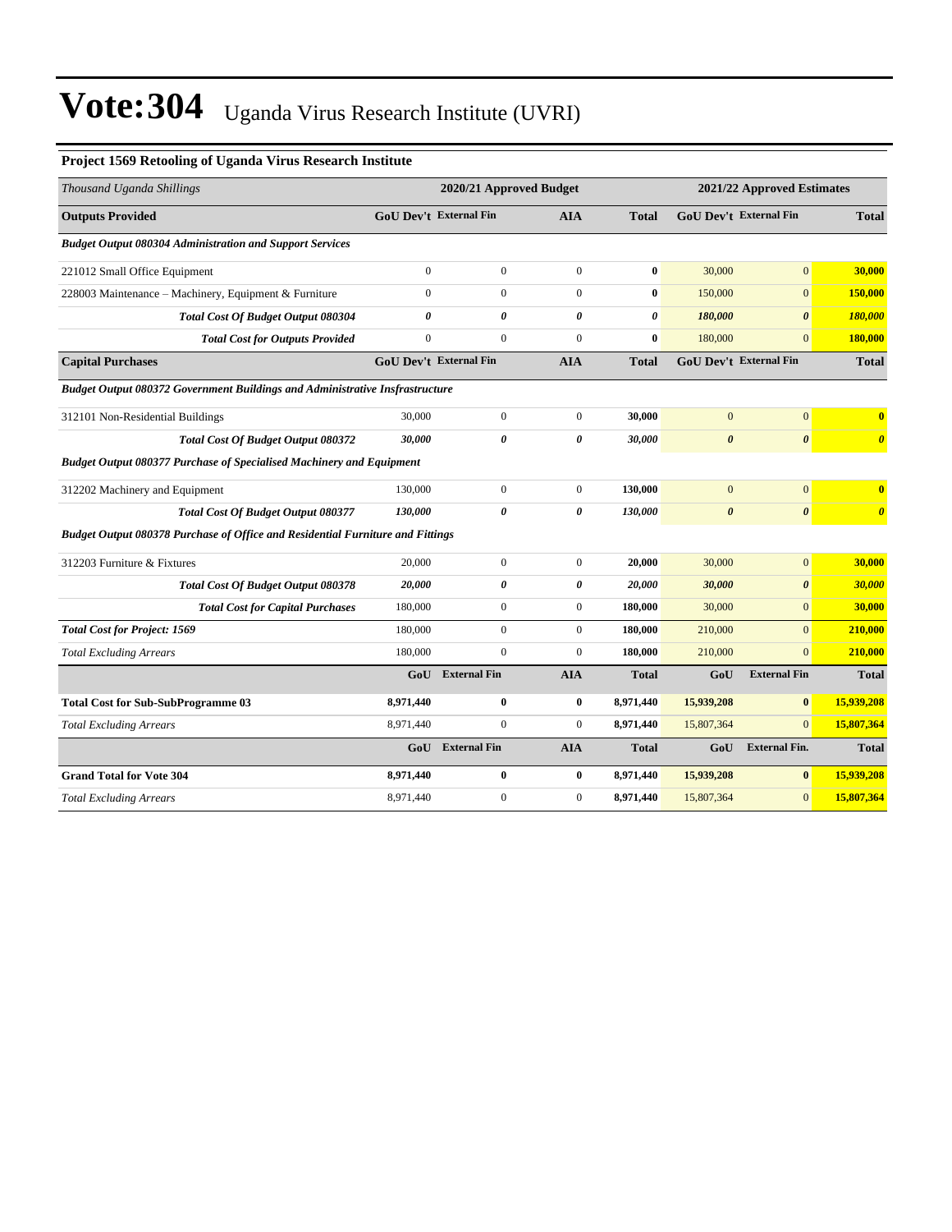# Vote:304 Uganda Virus Research Institute (UVRI)

## Project 1569 Retooling of Uganda Virus Research Institute

| *Thousand Uganda Shillings* | 2020/21 Approved Budget | | | | 2021/22 Approved Estimates | | |
|---|---|---|---|---|---|---|---|
| **Outputs Provided** | **GoU Dev't** | **External Fin** | **AIA** | **Total** | **GoU Dev't** | **External Fin** | **Total** |
| ***Budget Output 080304 Administration and Support Services*** | | | | | | | |
| 221012 Small Office Equipment | 0 | 0 | 0 | **0** | 30,000 | 0 | **30,000** |
| 228003 Maintenance – Machinery, Equipment & Furniture | 0 | 0 | 0 | **0** | 150,000 | 0 | **150,000** |
| ***Total Cost Of Budget Output 080304*** | ***0*** | ***0*** | ***0*** | ***0*** | ***180,000*** | ***0*** | ***180,000*** |
| ***Total Cost for Outputs Provided*** | 0 | 0 | 0 | **0** | 180,000 | 0 | **180,000** |
| **Capital Purchases** | **GoU Dev't** | **External Fin** | **AIA** | **Total** | **GoU Dev't** | **External Fin** | **Total** |
| ***Budget Output 080372 Government Buildings and Administrative Insfrastructure*** | | | | | | | |
| 312101 Non-Residential Buildings | 30,000 | 0 | 0 | **30,000** | 0 | 0 | **0** |
| ***Total Cost Of Budget Output 080372*** | ***30,000*** | ***0*** | ***0*** | ***30,000*** | ***0*** | ***0*** | ***0*** |
| ***Budget Output 080377 Purchase of Specialised Machinery and Equipment*** | | | | | | | |
| 312202 Machinery and Equipment | 130,000 | 0 | 0 | **130,000** | 0 | 0 | **0** |
| ***Total Cost Of Budget Output 080377*** | ***130,000*** | ***0*** | ***0*** | ***130,000*** | ***0*** | ***0*** | ***0*** |
| ***Budget Output 080378 Purchase of Office and Residential Furniture and Fittings*** | | | | | | | |
| 312203 Furniture & Fixtures | 20,000 | 0 | 0 | **20,000** | 30,000 | 0 | **30,000** |
| ***Total Cost Of Budget Output 080378*** | ***20,000*** | ***0*** | ***0*** | ***20,000*** | ***30,000*** | ***0*** | ***30,000*** |
| ***Total Cost for Capital Purchases*** | 180,000 | 0 | 0 | **180,000** | 30,000 | 0 | **30,000** |
| ***Total Cost for Project: 1569*** | 180,000 | 0 | 0 | **180,000** | 210,000 | 0 | **210,000** |
| *Total Excluding Arrears* | 180,000 | 0 | 0 | **180,000** | 210,000 | 0 | **210,000** |
| | **GoU** | **External Fin** | **AIA** | **Total** | **GoU** | **External Fin** | **Total** |
| **Total Cost for Sub-SubProgramme 03** | **8,971,440** | **0** | **0** | **8,971,440** | **15,939,208** | **0** | **15,939,208** |
| *Total Excluding Arrears* | 8,971,440 | 0 | 0 | **8,971,440** | 15,807,364 | 0 | **15,807,364** |
| | **GoU** | **External Fin** | **AIA** | **Total** | **GoU** | **External Fin.** | **Total** |
| **Grand Total for Vote 304** | **8,971,440** | **0** | **0** | **8,971,440** | **15,939,208** | **0** | **15,939,208** |
| *Total Excluding Arrears* | 8,971,440 | 0 | 0 | **8,971,440** | 15,807,364 | 0 | **15,807,364** |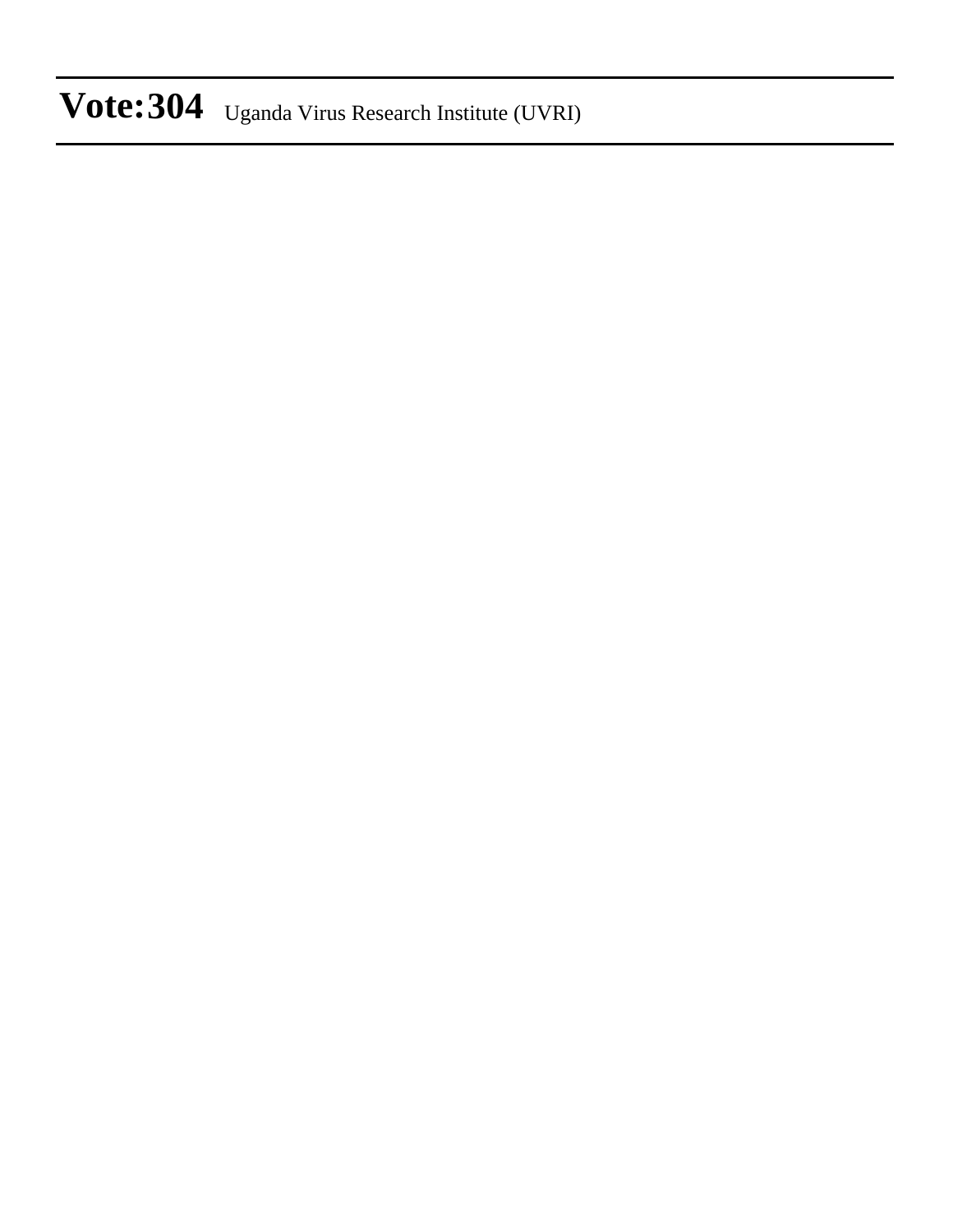# Vote:304 Uganda Virus Research Institute (UVRI)